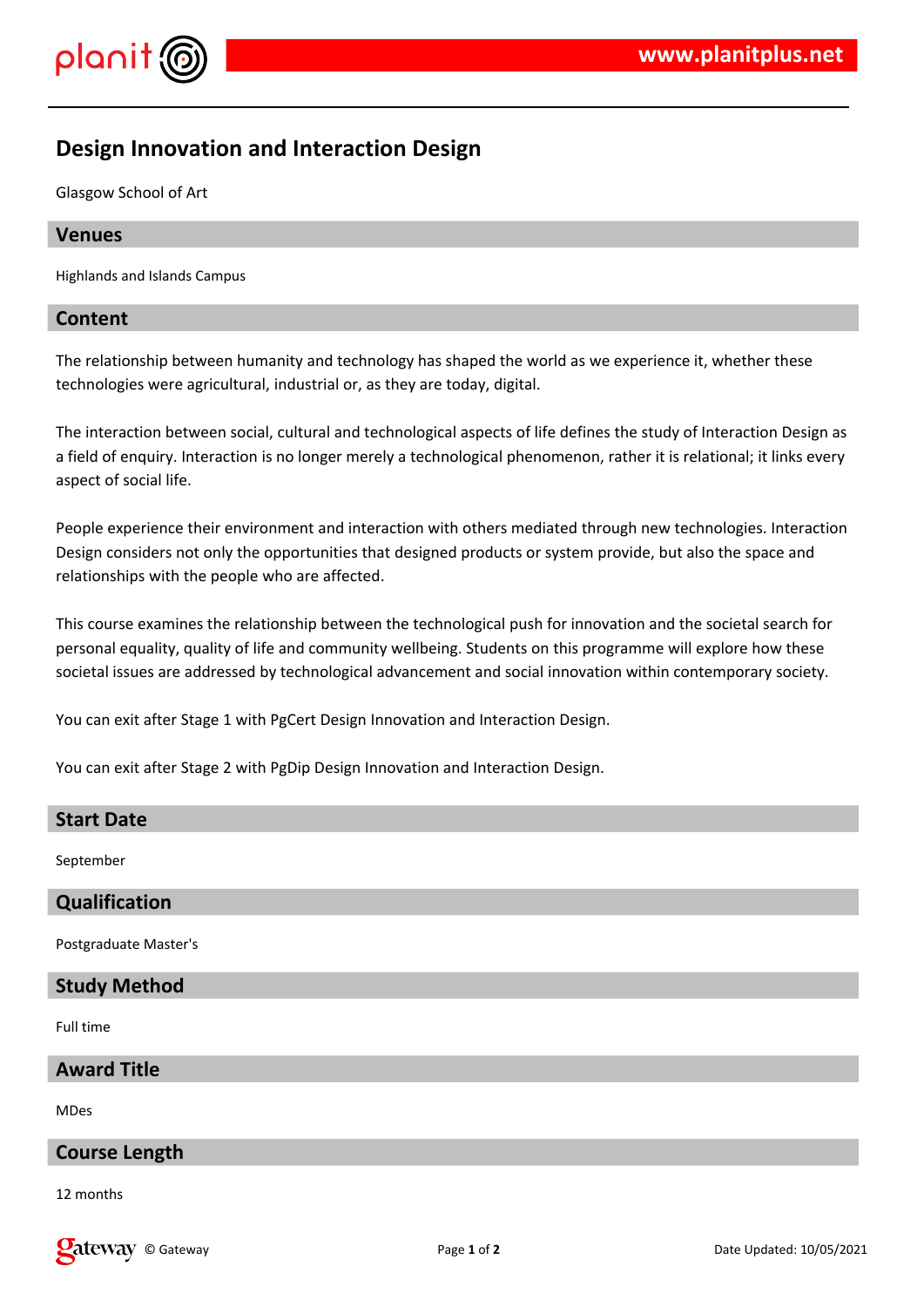# Design Innovation and Interaction Design

Glasgow School of Art

## Venues

Highlands and Islands Campus

## Content

The relationship between humanity and technology has shaped the world as we experience it, whether these technologies were agricultural, industrial or, as they are today, digital.

The interaction between social, cultural and technological aspects of life defines the study of Interaction Design as a field of enquiry. Interaction is no longer merely a technological phenomenon, rather it is relational; it links every aspect of social life.

People experience their environment and interaction with others mediated through new technologies. Interaction Design considers not only the opportunities that designed products or system provide, but also the space and relationships with the people who are affected.

This course examines the relationship between the technological push for innovation and the societal search for personal equality, quality of life and community wellbeing. Students on this programme will explore how these societal issues are addressed by technological advancement and social innovation within contemporary society.

You can exit after Stage 1 with PgCert Design Innovation and Interaction Design.

You can exit after Stage 2 with PgDip Design Innovation and Interaction Design.

## Start Date

September

## Qualification

Postgraduate Master's

## Study Method

Full time

## Award Title

MDes

## Course Length

12 months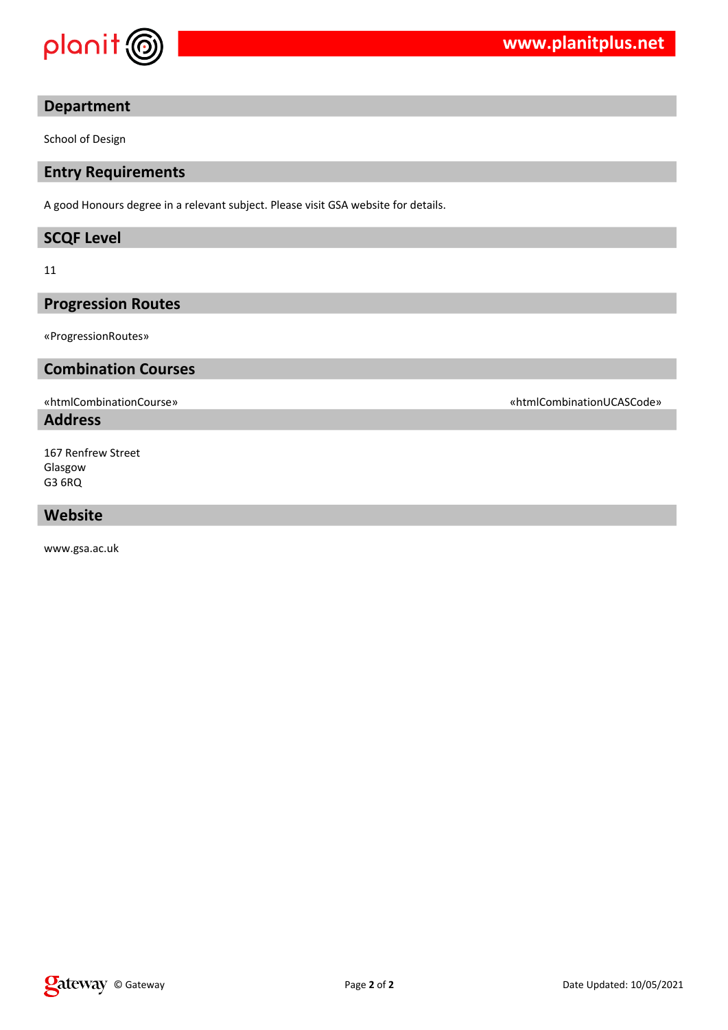## Department

School of Design

## Entry Requirements

A good Honours degree in a relevant subject. Please visit GSA website for details.

## SCQF Level

11

## Progression Routes

«ProgressionRoutes»

## Combination Courses

«htmlCombinationCourse» «htmlCombinationUCASCode»

## Address

167 Renfrew Street
Glasgow
G3 6RQ

## Website

www.gsa.ac.uk